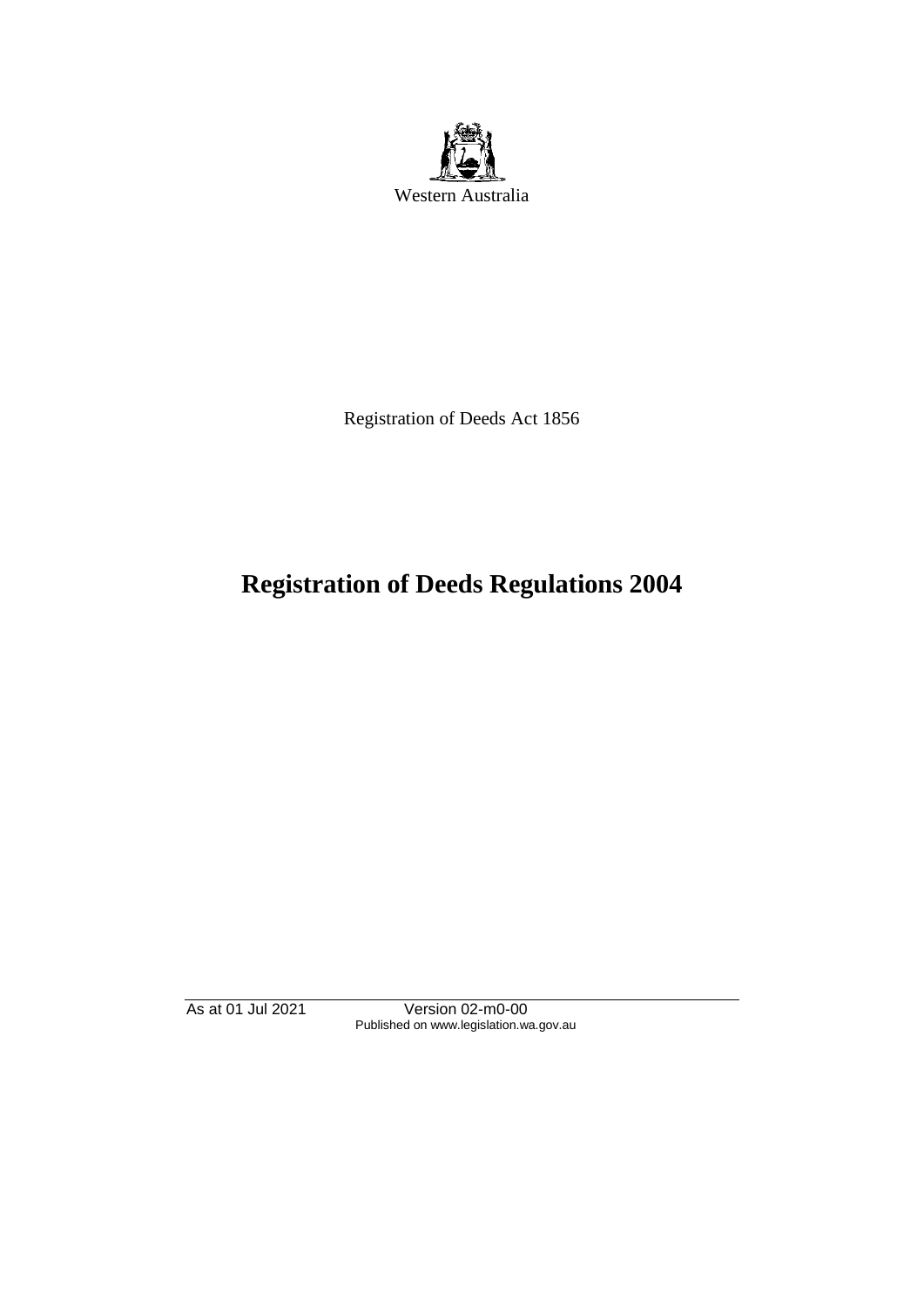Western Australia

Registration of Deeds Act 1856

# Registration of Deeds Regulations 2004

As at 01 Jul 2021 Version 02-m0-00
Published on www.legislation.wa.gov.au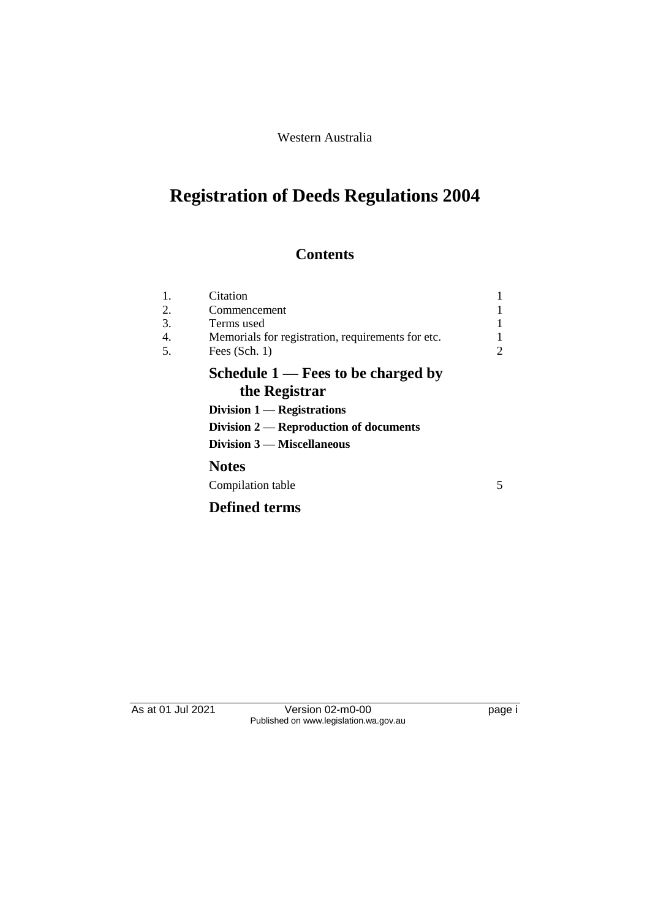Western Australia

# Registration of Deeds Regulations 2004

## Contents

| | | |
|---|---|---|
| 1. | Citation | 1 |
| 2. | Commencement | 1 |
| 3. | Terms used | 1 |
| 4. | Memorials for registration, requirements for etc. | 1 |
| 5. | Fees (Sch. 1) | 2 |

### Schedule 1 — Fees to be charged by the Registrar

**Division 1 — Registrations**

**Division 2 — Reproduction of documents**

**Division 3 — Miscellaneous**

### Notes

Compilation table 5

### Defined terms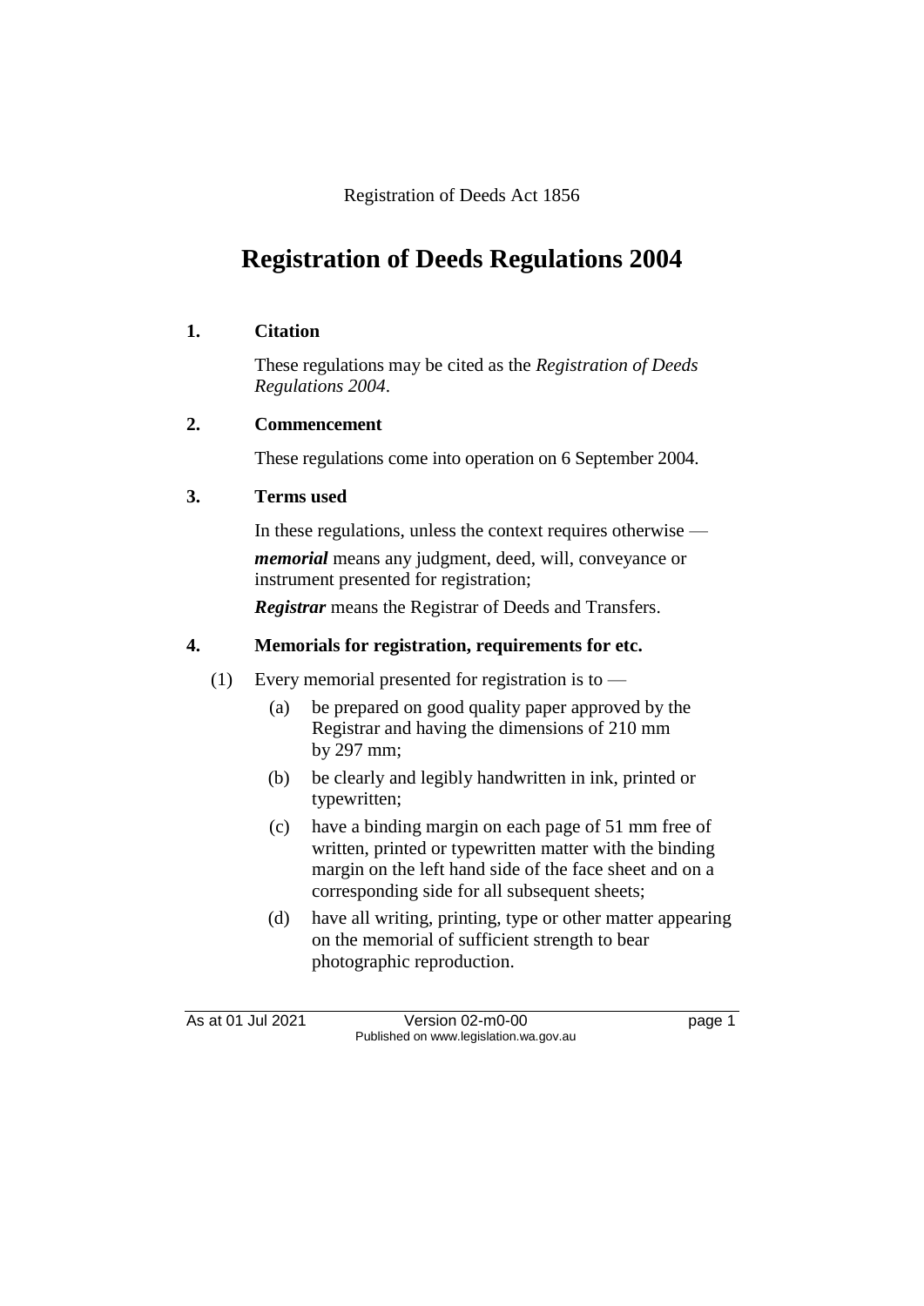Registration of Deeds Act 1856

# Registration of Deeds Regulations 2004

## 1. Citation

These regulations may be cited as the *Registration of Deeds Regulations 2004*.

## 2. Commencement

These regulations come into operation on 6 September 2004.

## 3. Terms used

In these regulations, unless the context requires otherwise —

***memorial*** means any judgment, deed, will, conveyance or instrument presented for registration;

***Registrar*** means the Registrar of Deeds and Transfers.

## 4. Memorials for registration, requirements for etc.

(1) Every memorial presented for registration is to —

(a) be prepared on good quality paper approved by the Registrar and having the dimensions of 210 mm by 297 mm;

(b) be clearly and legibly handwritten in ink, printed or typewritten;

(c) have a binding margin on each page of 51 mm free of written, printed or typewritten matter with the binding margin on the left hand side of the face sheet and on a corresponding side for all subsequent sheets;

(d) have all writing, printing, type or other matter appearing on the memorial of sufficient strength to bear photographic reproduction.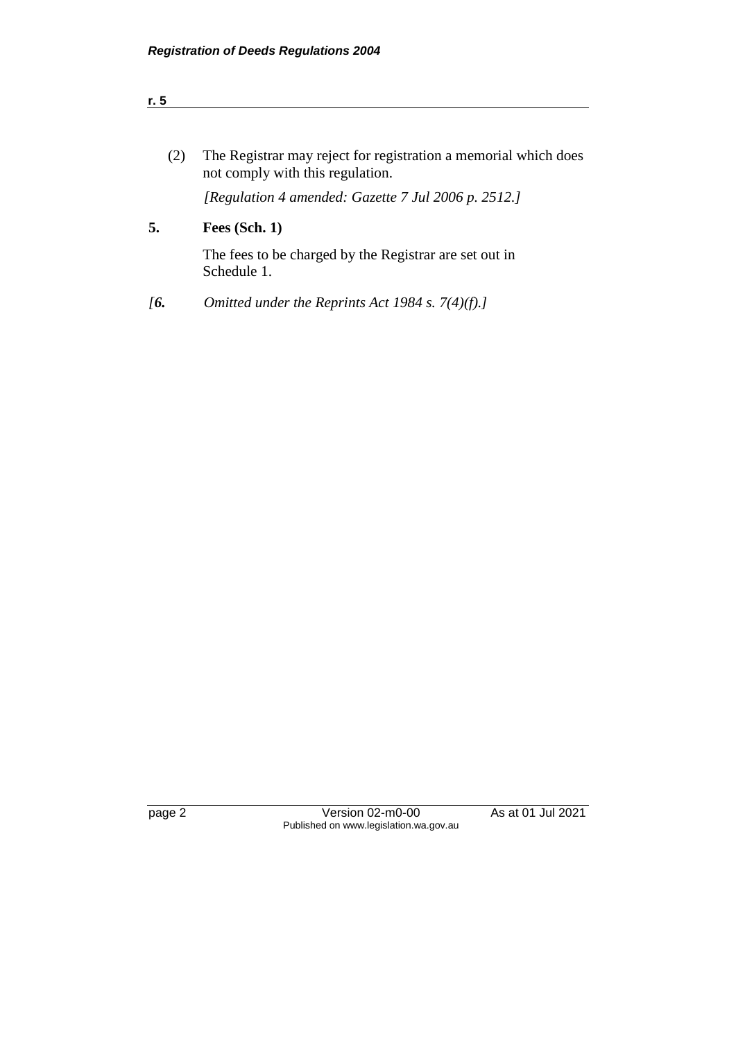(2) The Registrar may reject for registration a memorial which does not comply with this regulation.

*[Regulation 4 amended: Gazette 7 Jul 2006 p. 2512.]*

**5. Fees (Sch. 1)**

The fees to be charged by the Registrar are set out in Schedule 1.

*[**6.** Omitted under the Reprints Act 1984 s. 7(4)(f).]*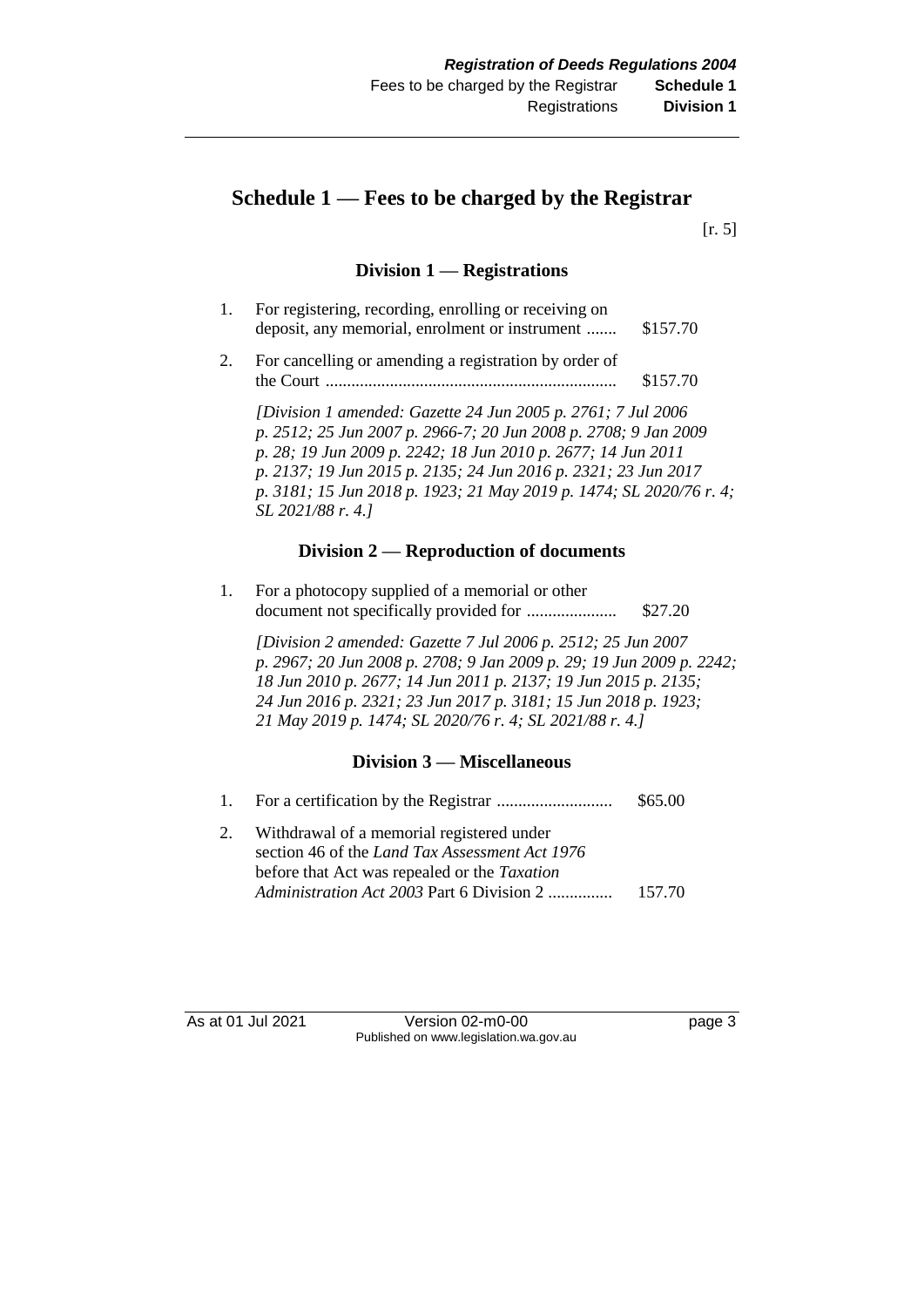# Schedule 1 — Fees to be charged by the Registrar

[r. 5]

## Division 1 — Registrations

| | | |
|---|---|---|
| 1. | For registering, recording, enrolling or receiving on deposit, any memorial, enrolment or instrument ....... | $157.70 |
| 2. | For cancelling or amending a registration by order of the Court .................................................................. | $157.70 |

*[Division 1 amended: Gazette 24 Jun 2005 p. 2761; 7 Jul 2006 p. 2512; 25 Jun 2007 p. 2966-7; 20 Jun 2008 p. 2708; 9 Jan 2009 p. 28; 19 Jun 2009 p. 2242; 18 Jun 2010 p. 2677; 14 Jun 2011 p. 2137; 19 Jun 2015 p. 2135; 24 Jun 2016 p. 2321; 23 Jun 2017 p. 3181; 15 Jun 2018 p. 1923; 21 May 2019 p. 1474; SL 2020/76 r. 4; SL 2021/88 r. 4.]*

## Division 2 — Reproduction of documents

| | | |
|---|---|---|
| 1. | For a photocopy supplied of a memorial or other document not specifically provided for ..................... | $27.20 |

*[Division 2 amended: Gazette 7 Jul 2006 p. 2512; 25 Jun 2007 p. 2967; 20 Jun 2008 p. 2708; 9 Jan 2009 p. 29; 19 Jun 2009 p. 2242; 18 Jun 2010 p. 2677; 14 Jun 2011 p. 2137; 19 Jun 2015 p. 2135; 24 Jun 2016 p. 2321; 23 Jun 2017 p. 3181; 15 Jun 2018 p. 1923; 21 May 2019 p. 1474; SL 2020/76 r. 4; SL 2021/88 r. 4.]*

## Division 3 — Miscellaneous

| | | |
|---|---|---|
| 1. | For a certification by the Registrar ........................... | $65.00 |
| 2. | Withdrawal of a memorial registered under section 46 of the *Land Tax Assessment Act 1976* before that Act was repealed or the *Taxation Administration Act 2003* Part 6 Division 2 ............... | 157.70 |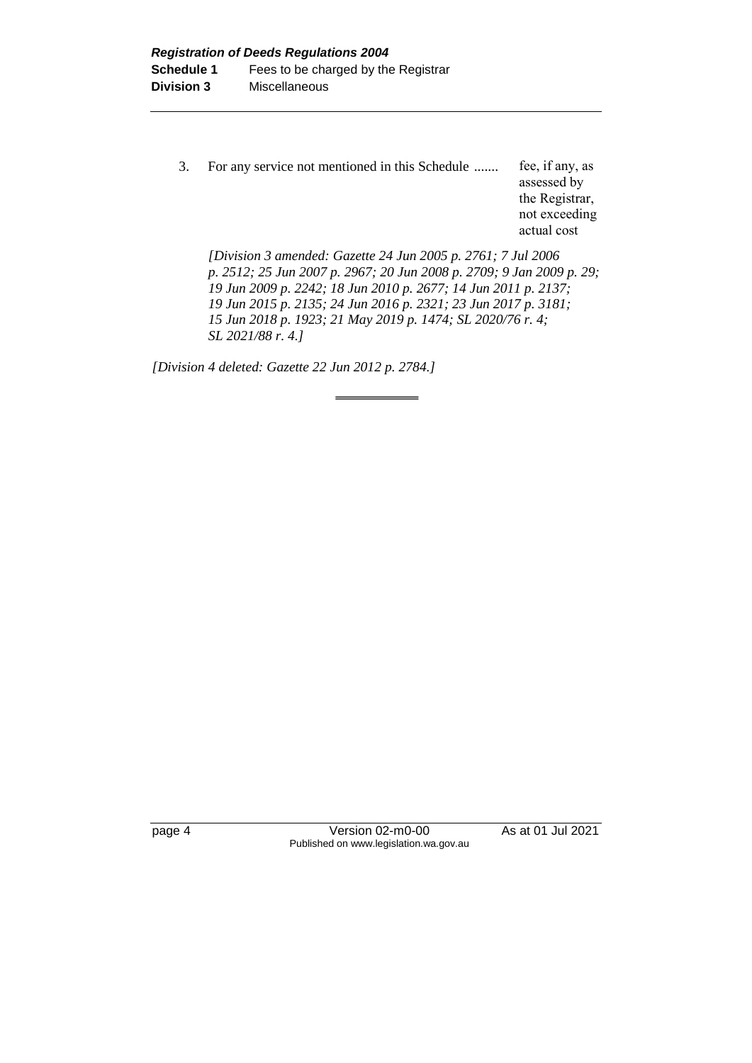| | | |
|---|---|---|
| 3. | For any service not mentioned in this Schedule ....... | fee, if any, as assessed by the Registrar, not exceeding actual cost |

*[Division 3 amended: Gazette 24 Jun 2005 p. 2761; 7 Jul 2006 p. 2512; 25 Jun 2007 p. 2967; 20 Jun 2008 p. 2709; 9 Jan 2009 p. 29; 19 Jun 2009 p. 2242; 18 Jun 2010 p. 2677; 14 Jun 2011 p. 2137; 19 Jun 2015 p. 2135; 24 Jun 2016 p. 2321; 23 Jun 2017 p. 3181; 15 Jun 2018 p. 1923; 21 May 2019 p. 1474; SL 2020/76 r. 4; SL 2021/88 r. 4.]*

*[Division 4 deleted: Gazette 22 Jun 2012 p. 2784.]*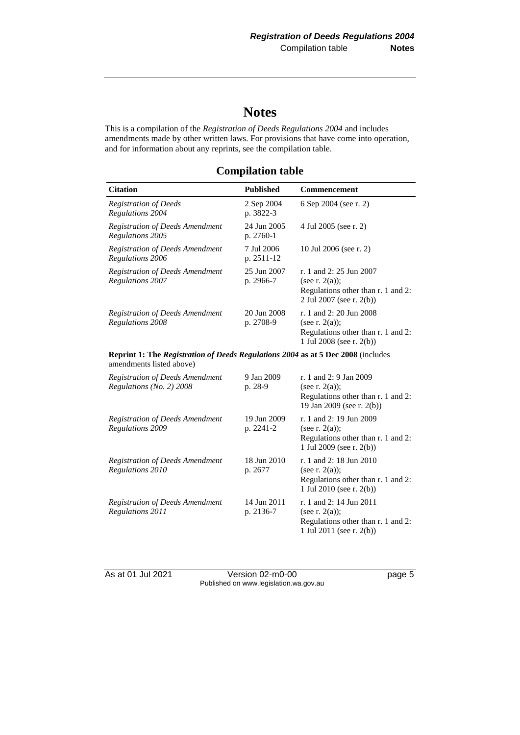# Notes

This is a compilation of the *Registration of Deeds Regulations 2004* and includes amendments made by other written laws. For provisions that have come into operation, and for information about any reprints, see the compilation table.

## Compilation table

| Citation | Published | Commencement |
|---|---|---|
| *Registration of Deeds Regulations 2004* | 2 Sep 2004 p. 3822-3 | 6 Sep 2004 (see r. 2) |
| *Registration of Deeds Amendment Regulations 2005* | 24 Jun 2005 p. 2760-1 | 4 Jul 2005 (see r. 2) |
| *Registration of Deeds Amendment Regulations 2006* | 7 Jul 2006 p. 2511-12 | 10 Jul 2006 (see r. 2) |
| *Registration of Deeds Amendment Regulations 2007* | 25 Jun 2007 p. 2966-7 | r. 1 and 2: 25 Jun 2007 (see r. 2(a)); Regulations other than r. 1 and 2: 2 Jul 2007 (see r. 2(b)) |
| *Registration of Deeds Amendment Regulations 2008* | 20 Jun 2008 p. 2708-9 | r. 1 and 2: 20 Jun 2008 (see r. 2(a)); Regulations other than r. 1 and 2: 1 Jul 2008 (see r. 2(b)) |
| **Reprint 1: The *Registration of Deeds Regulations 2004* as at 5 Dec 2008** (includes amendments listed above) | | |
| *Registration of Deeds Amendment Regulations (No. 2) 2008* | 9 Jan 2009 p. 28-9 | r. 1 and 2: 9 Jan 2009 (see r. 2(a)); Regulations other than r. 1 and 2: 19 Jan 2009 (see r. 2(b)) |
| *Registration of Deeds Amendment Regulations 2009* | 19 Jun 2009 p. 2241-2 | r. 1 and 2: 19 Jun 2009 (see r. 2(a)); Regulations other than r. 1 and 2: 1 Jul 2009 (see r. 2(b)) |
| *Registration of Deeds Amendment Regulations 2010* | 18 Jun 2010 p. 2677 | r. 1 and 2: 18 Jun 2010 (see r. 2(a)); Regulations other than r. 1 and 2: 1 Jul 2010 (see r. 2(b)) |
| *Registration of Deeds Amendment Regulations 2011* | 14 Jun 2011 p. 2136-7 | r. 1 and 2: 14 Jun 2011 (see r. 2(a)); Regulations other than r. 1 and 2: 1 Jul 2011 (see r. 2(b)) |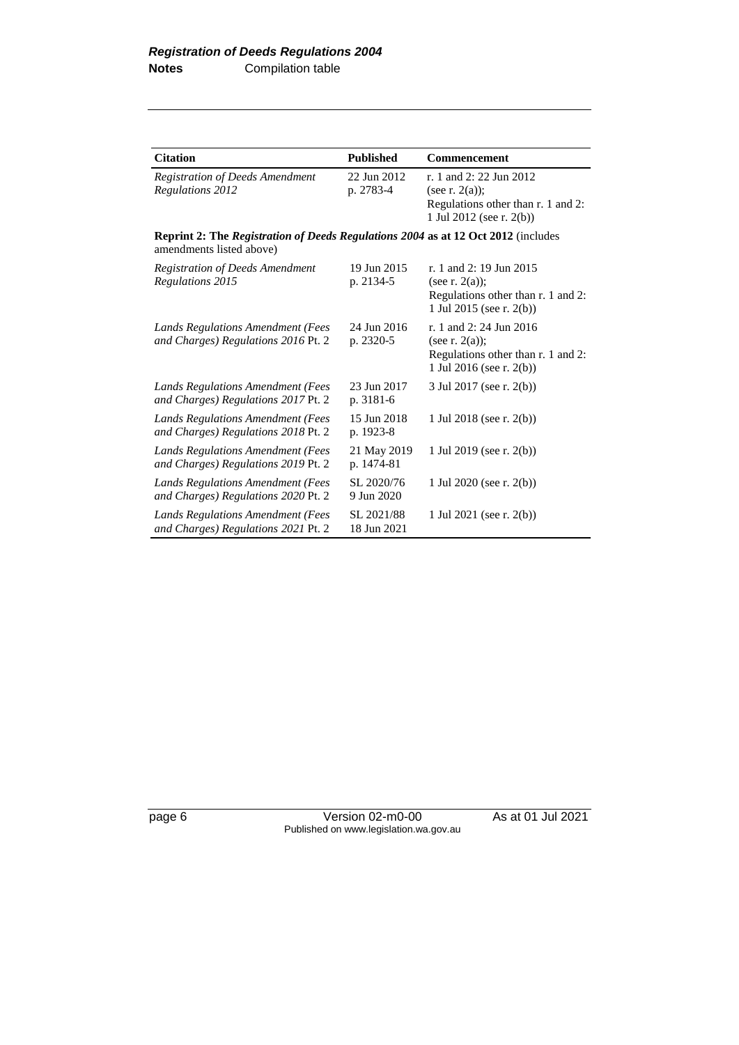| Citation | Published | Commencement |
|---|---|---|
| *Registration of Deeds Amendment Regulations 2012* | 22 Jun 2012 p. 2783-4 | r. 1 and 2: 22 Jun 2012 (see r. 2(a)); Regulations other than r. 1 and 2: 1 Jul 2012 (see r. 2(b)) |
| **Reprint 2: The *Registration of Deeds Regulations 2004* as at 12 Oct 2012** (includes amendments listed above) | | |
| *Registration of Deeds Amendment Regulations 2015* | 19 Jun 2015 p. 2134-5 | r. 1 and 2: 19 Jun 2015 (see r. 2(a)); Regulations other than r. 1 and 2: 1 Jul 2015 (see r. 2(b)) |
| *Lands Regulations Amendment (Fees and Charges) Regulations 2016* Pt. 2 | 24 Jun 2016 p. 2320-5 | r. 1 and 2: 24 Jun 2016 (see r. 2(a)); Regulations other than r. 1 and 2: 1 Jul 2016 (see r. 2(b)) |
| *Lands Regulations Amendment (Fees and Charges) Regulations 2017* Pt. 2 | 23 Jun 2017 p. 3181-6 | 3 Jul 2017 (see r. 2(b)) |
| *Lands Regulations Amendment (Fees and Charges) Regulations 2018* Pt. 2 | 15 Jun 2018 p. 1923-8 | 1 Jul 2018 (see r. 2(b)) |
| *Lands Regulations Amendment (Fees and Charges) Regulations 2019* Pt. 2 | 21 May 2019 p. 1474-81 | 1 Jul 2019 (see r. 2(b)) |
| *Lands Regulations Amendment (Fees and Charges) Regulations 2020* Pt. 2 | SL 2020/76 9 Jun 2020 | 1 Jul 2020 (see r. 2(b)) |
| *Lands Regulations Amendment (Fees and Charges) Regulations 2021* Pt. 2 | SL 2021/88 18 Jun 2021 | 1 Jul 2021 (see r. 2(b)) |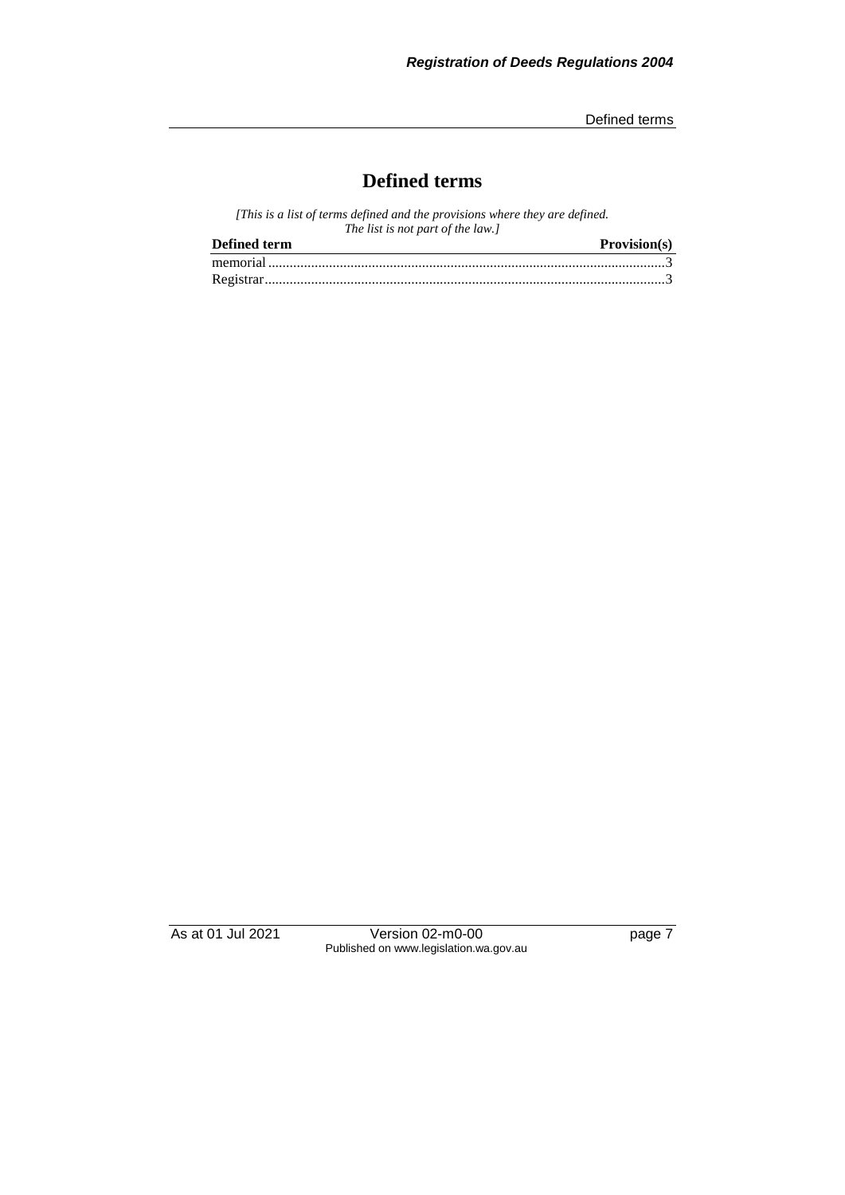# Defined terms

*[This is a list of terms defined and the provisions where they are defined. The list is not part of the law.]*

| Defined term | Provision(s) |
|---|---|
| memorial | 3 |
| Registrar | 3 |